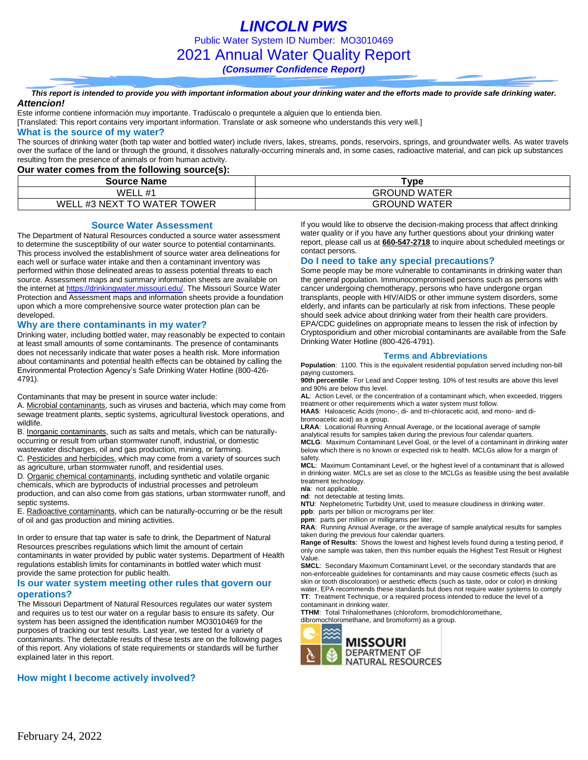# LINCOLN PWS

Public Water System ID Number: MO3010469

## 2021 Annual Water Quality Report

***(Consumer Confidence Report)***

***This report is intended to provide you with important information about your drinking water and the efforts made to provide safe drinking water.***

***Attencion!***

Este informe contiene información muy importante. Tradúscalo o prequntele a alguien que lo entienda bien.
[Translated: This report contains very important information. Translate or ask someone who understands this very well.]

### What is the source of my water?

The sources of drinking water (both tap water and bottled water) include rivers, lakes, streams, ponds, reservoirs, springs, and groundwater wells. As water travels over the surface of the land or through the ground, it dissolves naturally-occurring minerals and, in some cases, radioactive material, and can pick up substances resulting from the presence of animals or from human activity.

**Our water comes from the following source(s):**

| Source Name | Type |
|---|---|
| WELL #1 | GROUND WATER |
| WELL #3 NEXT TO WATER TOWER | GROUND WATER |

### Source Water Assessment

The Department of Natural Resources conducted a source water assessment to determine the susceptibility of our water source to potential contaminants. This process involved the establishment of source water area delineations for each well or surface water intake and then a contaminant inventory was performed within those delineated areas to assess potential threats to each source. Assessment maps and summary information sheets are available on the internet at https://drinkingwater.missouri.edu/. The Missouri Source Water Protection and Assessment maps and information sheets provide a foundation upon which a more comprehensive source water protection plan can be developed.

### Why are there contaminants in my water?

Drinking water, including bottled water, may reasonably be expected to contain at least small amounts of some contaminants. The presence of contaminants does not necessarily indicate that water poses a health risk. More information about contaminants and potential health effects can be obtained by calling the Environmental Protection Agency's Safe Drinking Water Hotline (800-426-4791).

Contaminants that may be present in source water include:

A. Microbial contaminants, such as viruses and bacteria, which may come from sewage treatment plants, septic systems, agricultural livestock operations, and wildlife.
B. Inorganic contaminants, such as salts and metals, which can be naturally-occurring or result from urban stormwater runoff, industrial, or domestic wastewater discharges, oil and gas production, mining, or farming.
C. Pesticides and herbicides, which may come from a variety of sources such as agriculture, urban stormwater runoff, and residential uses.
D. Organic chemical contaminants, including synthetic and volatile organic chemicals, which are byproducts of industrial processes and petroleum production, and can also come from gas stations, urban stormwater runoff, and septic systems.
E. Radioactive contaminants, which can be naturally-occurring or be the result of oil and gas production and mining activities.

In order to ensure that tap water is safe to drink, the Department of Natural Resources prescribes regulations which limit the amount of certain contaminants in water provided by public water systems. Department of Health regulations establish limits for contaminants in bottled water which must provide the same protection for public health.

### Is our water system meeting other rules that govern our operations?

The Missouri Department of Natural Resources regulates our water system and requires us to test our water on a regular basis to ensure its safety. Our system has been assigned the identification number MO3010469 for the purposes of tracking our test results. Last year, we tested for a variety of contaminants. The detectable results of these tests are on the following pages of this report. Any violations of state requirements or standards will be further explained later in this report.

### How might I become actively involved?

If you would like to observe the decision-making process that affect drinking water quality or if you have any further questions about your drinking water report, please call us at **660-547-2718** to inquire about scheduled meetings or contact persons.

### Do I need to take any special precautions?

Some people may be more vulnerable to contaminants in drinking water than the general population. Immunocompromised persons such as persons with cancer undergoing chemotherapy, persons who have undergone organ transplants, people with HIV/AIDS or other immune system disorders, some elderly, and infants can be particularly at risk from infections. These people should seek advice about drinking water from their health care providers. EPA/CDC guidelines on appropriate means to lessen the risk of infection by Cryptosporidium and other microbial contaminants are available from the Safe Drinking Water Hotline (800-426-4791).

### Terms and Abbreviations

**Population**: 1100. This is the equivalent residential population served including non-bill paying customers.
**90th percentile**: For Lead and Copper testing. 10% of test results are above this level and 90% are below this level.
**AL**: Action Level, or the concentration of a contaminant which, when exceeded, triggers treatment or other requirements which a water system must follow.
**HAA5**: Haloacetic Acids (mono-, di- and tri-chloracetic acid, and mono- and di-bromoacetic acid) as a group.
**LRAA**: Locational Running Annual Average, or the locational average of sample analytical results for samples taken during the previous four calendar quarters.
**MCLG**: Maximum Contaminant Level Goal, or the level of a contaminant in drinking water below which there is no known or expected risk to health. MCLGs allow for a margin of safety.
**MCL**: Maximum Contaminant Level, or the highest level of a contaminant that is allowed in drinking water. MCLs are set as close to the MCLGs as feasible using the best available treatment technology.
**n/a**: not applicable.
**nd**: not detectable at testing limits.
**NTU**: Nephelometric Turbidity Unit, used to measure cloudiness in drinking water.
**ppb**: parts per billion or micrograms per liter.
**ppm**: parts per million or milligrams per liter.
**RAA**: Running Annual Average, or the average of sample analytical results for samples taken during the previous four calendar quarters.
**Range of Results**: Shows the lowest and highest levels found during a testing period, if only one sample was taken, then this number equals the Highest Test Result or Highest Value.
**SMCL**: Secondary Maximum Contaminant Level, or the secondary standards that are non-enforceable guidelines for contaminants and may cause cosmetic effects (such as skin or tooth discoloration) or aesthetic effects (such as taste, odor or color) in drinking water. EPA recommends these standards but does not require water systems to comply
**TT**: Treatment Technique, or a required process intended to reduce the level of a contaminant in drinking water.
**TTHM**: Total Trihalomethanes (chloroform, bromodichloromethane, dibromochloromethane, and bromoform) as a group.

MISSOURI DEPARTMENT OF NATURAL RESOURCES

February 24, 2022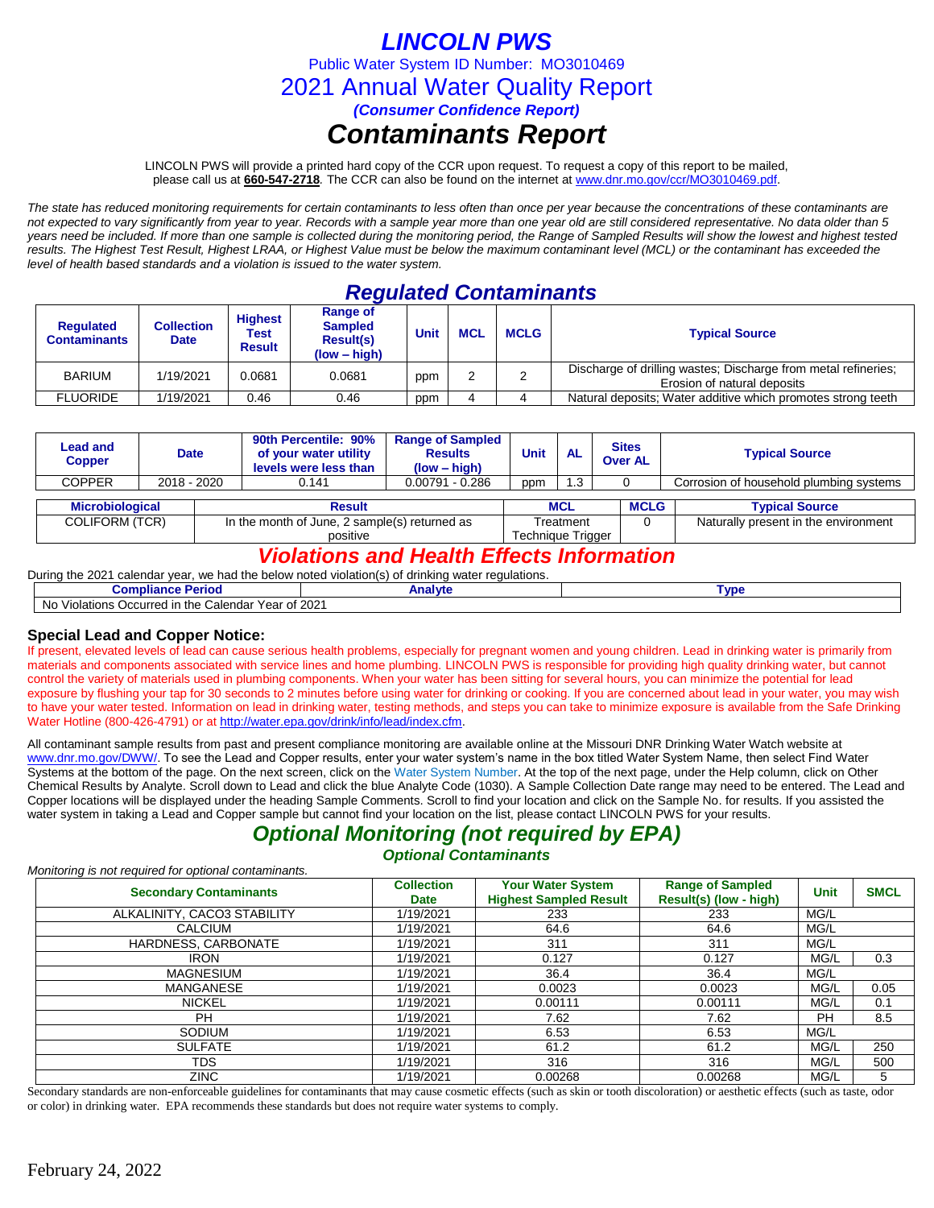# *LINCOLN PWS*

Public Water System ID Number: MO3010469

2021 Annual Water Quality Report

***(Consumer Confidence Report)***

# *Contaminants Report*

LINCOLN PWS will provide a printed hard copy of the CCR upon request. To request a copy of this report to be mailed, please call us at **660-547-2718**. The CCR can also be found on the internet at www.dnr.mo.gov/ccr/MO3010469.pdf.

*The state has reduced monitoring requirements for certain contaminants to less often than once per year because the concentrations of these contaminants are not expected to vary significantly from year to year. Records with a sample year more than one year old are still considered representative. No data older than 5 years need be included. If more than one sample is collected during the monitoring period, the Range of Sampled Results will show the lowest and highest tested results. The Highest Test Result, Highest LRAA, or Highest Value must be below the maximum contaminant level (MCL) or the contaminant has exceeded the level of health based standards and a violation is issued to the water system.*

## *Regulated Contaminants*

| Regulated Contaminants | Collection Date | Highest Test Result | Range of Sampled Result(s) (low – high) | Unit | MCL | MCLG | Typical Source |
|---|---|---|---|---|---|---|---|
| BARIUM | 1/19/2021 | 0.0681 | 0.0681 | ppm | 2 | 2 | Discharge of drilling wastes; Discharge from metal refineries; Erosion of natural deposits |
| FLUORIDE | 1/19/2021 | 0.46 | 0.46 | ppm | 4 | 4 | Natural deposits; Water additive which promotes strong teeth |

| Lead and Copper | Date | 90th Percentile: 90% of your water utility levels were less than | Range of Sampled Results (low – high) | Unit | AL | Sites Over AL | Typical Source |
|---|---|---|---|---|---|---|---|
| COPPER | 2018 - 2020 | 0.141 | 0.00791 - 0.286 | ppm | 1.3 | 0 | Corrosion of household plumbing systems |

| Microbiological | Result | MCL | MCLG | Typical Source |
|---|---|---|---|---|
| COLIFORM (TCR) | In the month of June, 2 sample(s) returned as positive | Treatment Technique Trigger | 0 | Naturally present in the environment |

## *Violations and Health Effects Information*

During the 2021 calendar year, we had the below noted violation(s) of drinking water regulations.

| Compliance Period | Analyte | Type |
|---|---|---|
| No Violations Occurred in the Calendar Year of 2021 | | |

### Special Lead and Copper Notice:

If present, elevated levels of lead can cause serious health problems, especially for pregnant women and young children. Lead in drinking water is primarily from materials and components associated with service lines and home plumbing. LINCOLN PWS is responsible for providing high quality drinking water, but cannot control the variety of materials used in plumbing components. When your water has been sitting for several hours, you can minimize the potential for lead exposure by flushing your tap for 30 seconds to 2 minutes before using water for drinking or cooking. If you are concerned about lead in your water, you may wish to have your water tested. Information on lead in drinking water, testing methods, and steps you can take to minimize exposure is available from the Safe Drinking Water Hotline (800-426-4791) or at http://water.epa.gov/drink/info/lead/index.cfm.

All contaminant sample results from past and present compliance monitoring are available online at the Missouri DNR Drinking Water Watch website at www.dnr.mo.gov/DWW/. To see the Lead and Copper results, enter your water system's name in the box titled Water System Name, then select Find Water Systems at the bottom of the page. On the next screen, click on the Water System Number. At the top of the next page, under the Help column, click on Other Chemical Results by Analyte. Scroll down to Lead and click the blue Analyte Code (1030). A Sample Collection Date range may need to be entered. The Lead and Copper locations will be displayed under the heading Sample Comments. Scroll to find your location and click on the Sample No. for results. If you assisted the water system in taking a Lead and Copper sample but cannot find your location on the list, please contact LINCOLN PWS for your results.

## *Optional Monitoring (not required by EPA)*

### *Optional Contaminants*

*Monitoring is not required for optional contaminants.*

| Secondary Contaminants | Collection Date | Your Water System Highest Sampled Result | Range of Sampled Result(s) (low - high) | Unit | SMCL |
|---|---|---|---|---|---|
| ALKALINITY, CACO3 STABILITY | 1/19/2021 | 233 | 233 | MG/L | |
| CALCIUM | 1/19/2021 | 64.6 | 64.6 | MG/L | |
| HARDNESS, CARBONATE | 1/19/2021 | 311 | 311 | MG/L | |
| IRON | 1/19/2021 | 0.127 | 0.127 | MG/L | 0.3 |
| MAGNESIUM | 1/19/2021 | 36.4 | 36.4 | MG/L | |
| MANGANESE | 1/19/2021 | 0.0023 | 0.0023 | MG/L | 0.05 |
| NICKEL | 1/19/2021 | 0.00111 | 0.00111 | MG/L | 0.1 |
| PH | 1/19/2021 | 7.62 | 7.62 | PH | 8.5 |
| SODIUM | 1/19/2021 | 6.53 | 6.53 | MG/L | |
| SULFATE | 1/19/2021 | 61.2 | 61.2 | MG/L | 250 |
| TDS | 1/19/2021 | 316 | 316 | MG/L | 500 |
| ZINC | 1/19/2021 | 0.00268 | 0.00268 | MG/L | 5 |

Secondary standards are non-enforceable guidelines for contaminants that may cause cosmetic effects (such as skin or tooth discoloration) or aesthetic effects (such as taste, odor or color) in drinking water. EPA recommends these standards but does not require water systems to comply.

February 24, 2022